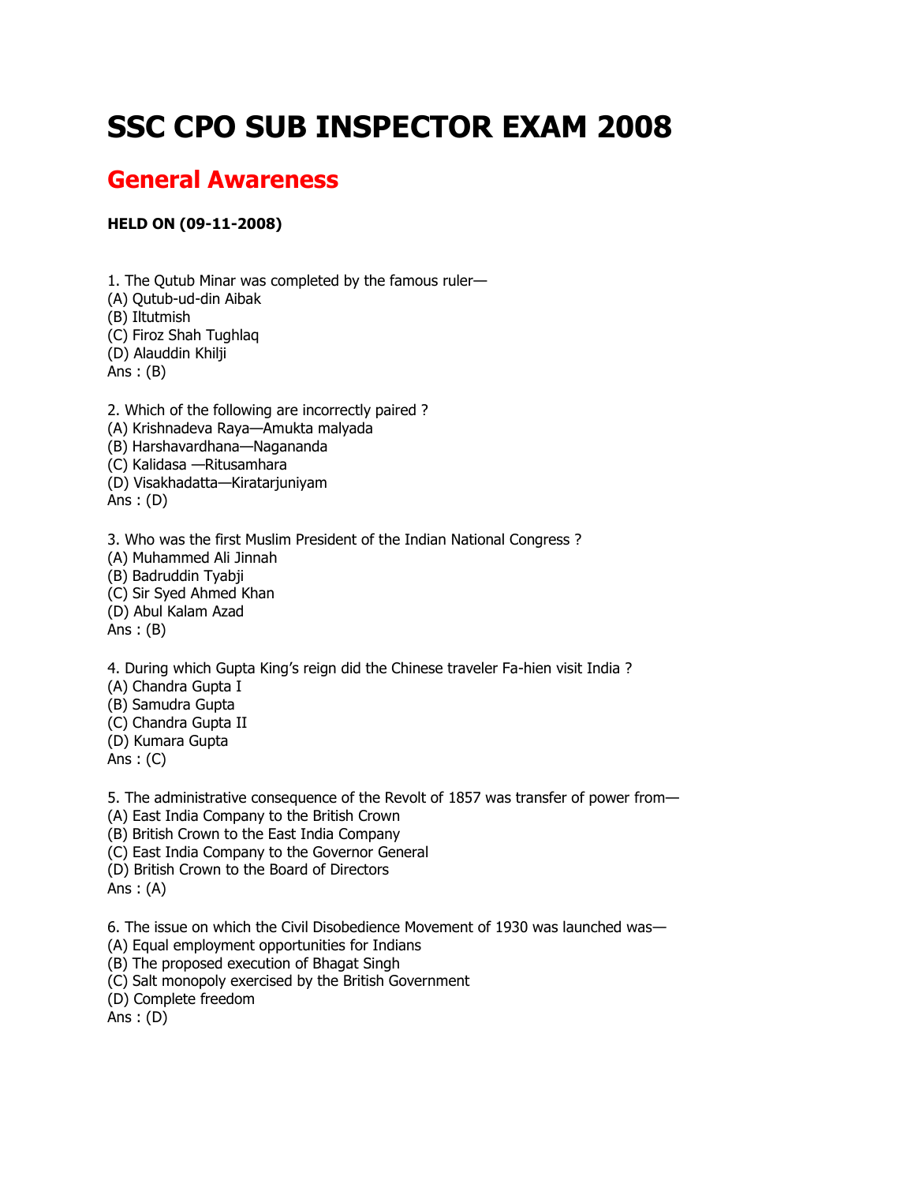# SSC CPO SUB INSPECTOR EXAM 2008

## General Awareness

**HELD ON (09-11-2008)**

1. The Qutub Minar was completed by the famous ruler—
(A) Qutub-ud-din Aibak
(B) Iltutmish
(C) Firoz Shah Tughlaq
(D) Alauddin Khilji
Ans : (B)

2. Which of the following are incorrectly paired ?
(A) Krishnadeva Raya—Amukta malyada
(B) Harshavardhana—Nagananda
(C) Kalidasa —Ritusamhara
(D) Visakhadatta—Kiratarjuniyam
Ans : (D)

3. Who was the first Muslim President of the Indian National Congress ?
(A) Muhammed Ali Jinnah
(B) Badruddin Tyabji
(C) Sir Syed Ahmed Khan
(D) Abul Kalam Azad
Ans : (B)

4. During which Gupta King's reign did the Chinese traveler Fa-hien visit India ?
(A) Chandra Gupta I
(B) Samudra Gupta
(C) Chandra Gupta II
(D) Kumara Gupta
Ans : (C)

5. The administrative consequence of the Revolt of 1857 was transfer of power from—
(A) East India Company to the British Crown
(B) British Crown to the East India Company
(C) East India Company to the Governor General
(D) British Crown to the Board of Directors
Ans : (A)

6. The issue on which the Civil Disobedience Movement of 1930 was launched was—
(A) Equal employment opportunities for Indians
(B) The proposed execution of Bhagat Singh
(C) Salt monopoly exercised by the British Government
(D) Complete freedom
Ans : (D)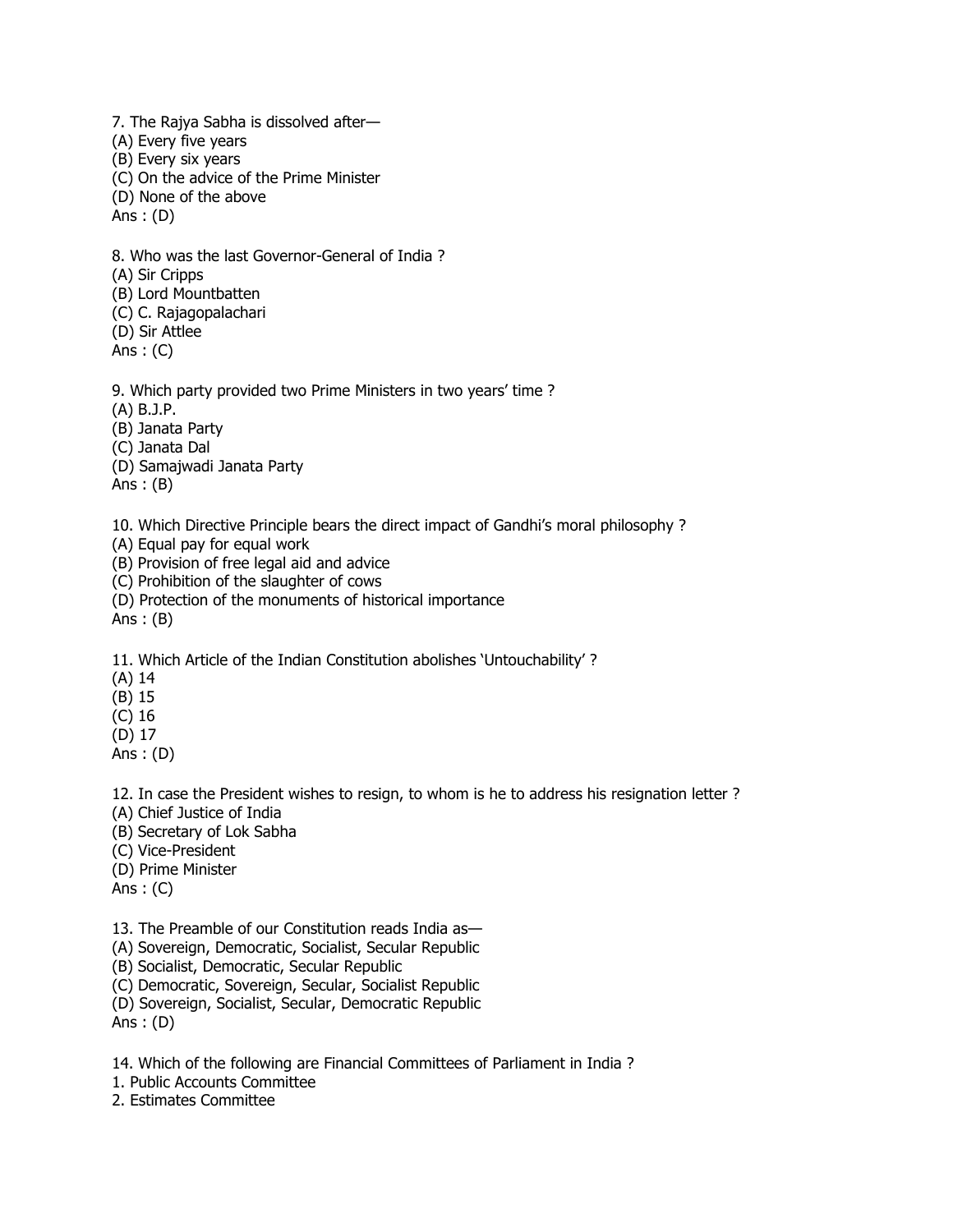7. The Rajya Sabha is dissolved after—
(A) Every five years
(B) Every six years
(C) On the advice of the Prime Minister
(D) None of the above
Ans : (D)

8. Who was the last Governor-General of India ?
(A) Sir Cripps
(B) Lord Mountbatten
(C) C. Rajagopalachari
(D) Sir Attlee
Ans : (C)

9. Which party provided two Prime Ministers in two years' time ?
(A) B.J.P.
(B) Janata Party
(C) Janata Dal
(D) Samajwadi Janata Party
Ans : (B)

10. Which Directive Principle bears the direct impact of Gandhi's moral philosophy ?
(A) Equal pay for equal work
(B) Provision of free legal aid and advice
(C) Prohibition of the slaughter of cows
(D) Protection of the monuments of historical importance
Ans : (B)

11. Which Article of the Indian Constitution abolishes 'Untouchability' ?
(A) 14
(B) 15
(C) 16
(D) 17
Ans : (D)

12. In case the President wishes to resign, to whom is he to address his resignation letter ?
(A) Chief Justice of India
(B) Secretary of Lok Sabha
(C) Vice-President
(D) Prime Minister
Ans : (C)

13. The Preamble of our Constitution reads India as—
(A) Sovereign, Democratic, Socialist, Secular Republic
(B) Socialist, Democratic, Secular Republic
(C) Democratic, Sovereign, Secular, Socialist Republic
(D) Sovereign, Socialist, Secular, Democratic Republic
Ans : (D)

14. Which of the following are Financial Committees of Parliament in India ?
1. Public Accounts Committee
2. Estimates Committee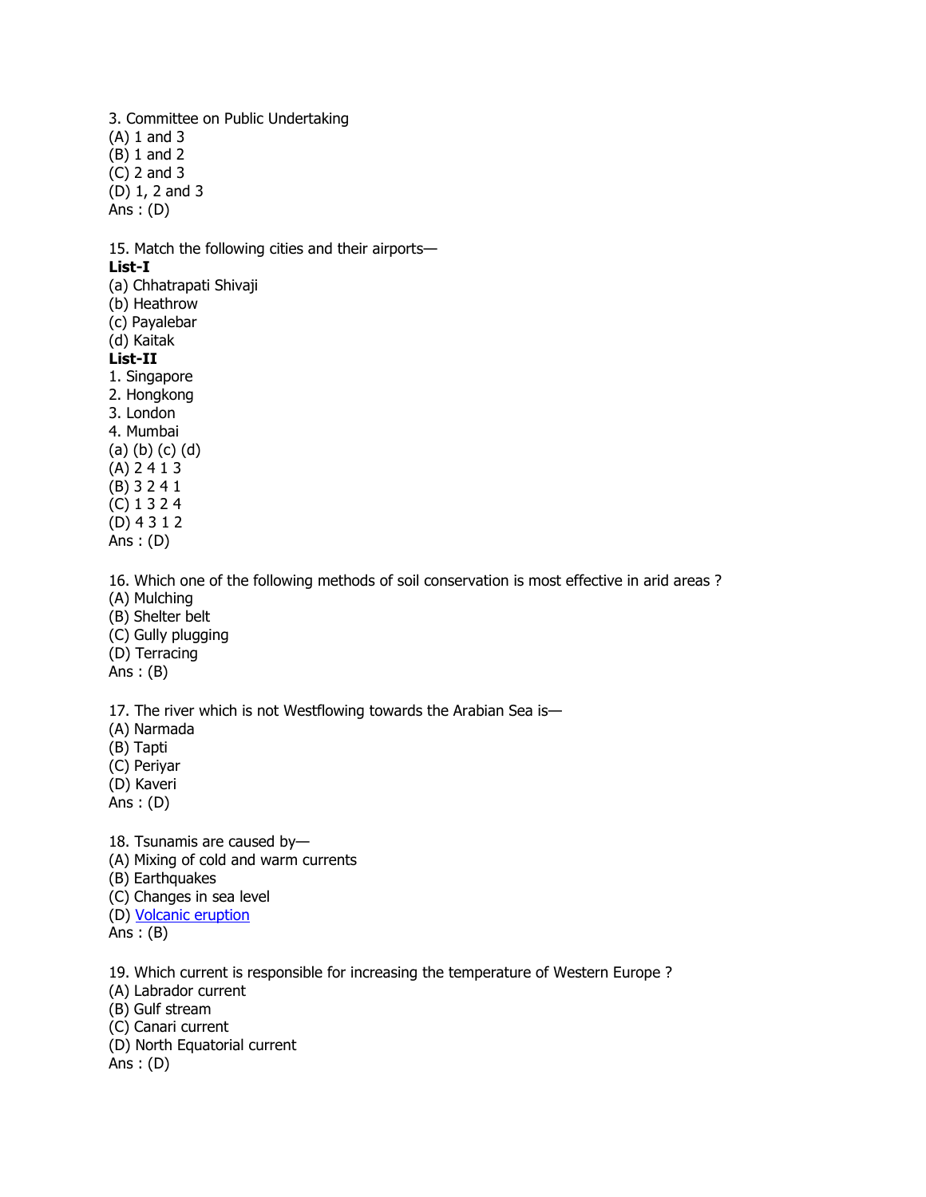3. Committee on Public Undertaking
(A) 1 and 3
(B) 1 and 2
(C) 2 and 3
(D) 1, 2 and 3
Ans : (D)

15. Match the following cities and their airports—
**List-I**
(a) Chhatrapati Shivaji
(b) Heathrow
(c) Payalebar
(d) Kaitak
**List-II**
1. Singapore
2. Hongkong
3. London
4. Mumbai
(a) (b) (c) (d)
(A) 2 4 1 3
(B) 3 2 4 1
(C) 1 3 2 4
(D) 4 3 1 2
Ans : (D)

16. Which one of the following methods of soil conservation is most effective in arid areas ?
(A) Mulching
(B) Shelter belt
(C) Gully plugging
(D) Terracing
Ans : (B)

17. The river which is not Westflowing towards the Arabian Sea is—
(A) Narmada
(B) Tapti
(C) Periyar
(D) Kaveri
Ans : (D)

18. Tsunamis are caused by—
(A) Mixing of cold and warm currents
(B) Earthquakes
(C) Changes in sea level
(D) Volcanic eruption
Ans : (B)

19. Which current is responsible for increasing the temperature of Western Europe ?
(A) Labrador current
(B) Gulf stream
(C) Canari current
(D) North Equatorial current
Ans : (D)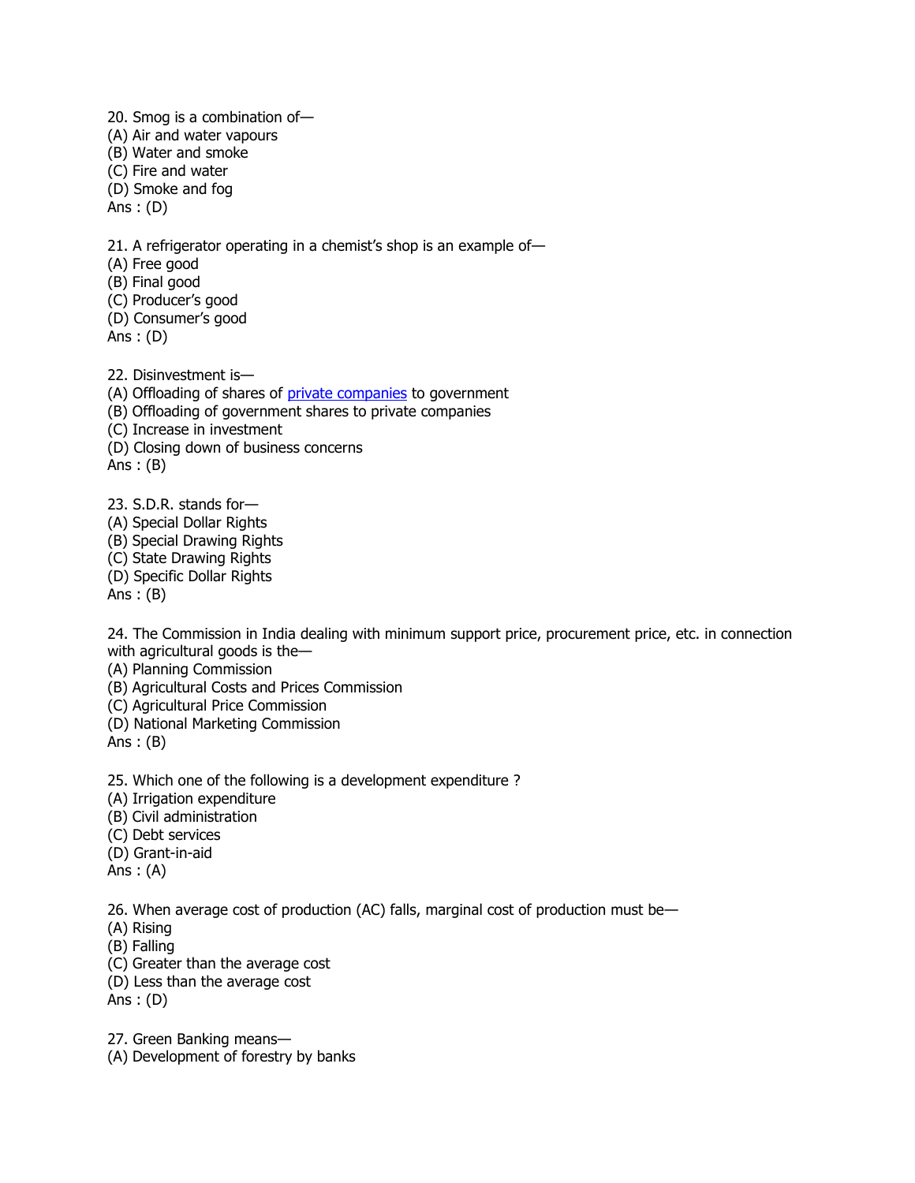20. Smog is a combination of—
(A) Air and water vapours
(B) Water and smoke
(C) Fire and water
(D) Smoke and fog
Ans : (D)

21. A refrigerator operating in a chemist's shop is an example of—
(A) Free good
(B) Final good
(C) Producer's good
(D) Consumer's good
Ans : (D)

22. Disinvestment is—
(A) Offloading of shares of private companies to government
(B) Offloading of government shares to private companies
(C) Increase in investment
(D) Closing down of business concerns
Ans : (B)

23. S.D.R. stands for—
(A) Special Dollar Rights
(B) Special Drawing Rights
(C) State Drawing Rights
(D) Specific Dollar Rights
Ans : (B)

24. The Commission in India dealing with minimum support price, procurement price, etc. in connection with agricultural goods is the—
(A) Planning Commission
(B) Agricultural Costs and Prices Commission
(C) Agricultural Price Commission
(D) National Marketing Commission
Ans : (B)

25. Which one of the following is a development expenditure ?
(A) Irrigation expenditure
(B) Civil administration
(C) Debt services
(D) Grant-in-aid
Ans : (A)

26. When average cost of production (AC) falls, marginal cost of production must be—
(A) Rising
(B) Falling
(C) Greater than the average cost
(D) Less than the average cost
Ans : (D)

27. Green Banking means—
(A) Development of forestry by banks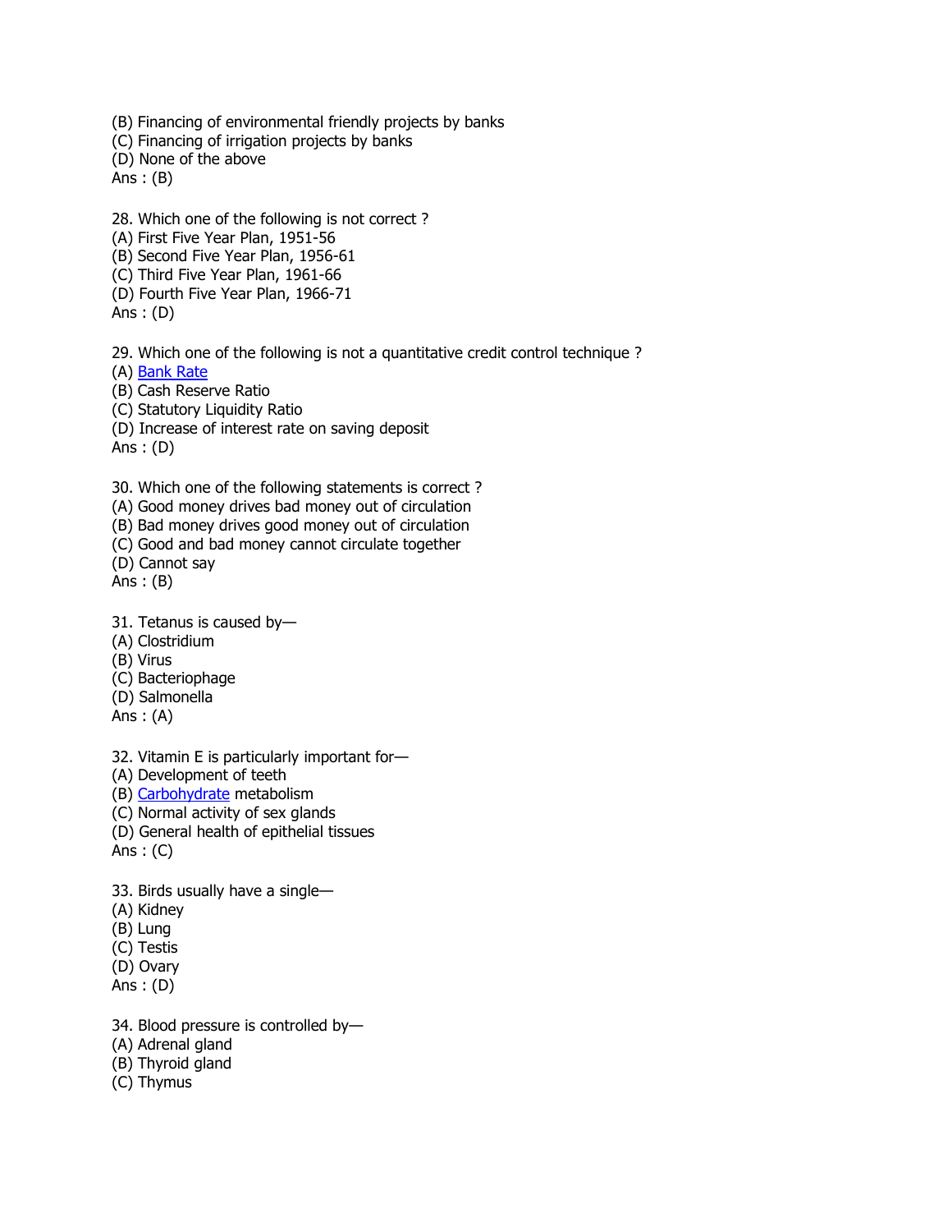(B) Financing of environmental friendly projects by banks
(C) Financing of irrigation projects by banks
(D) None of the above
Ans : (B)

28. Which one of the following is not correct ?
(A) First Five Year Plan, 1951-56
(B) Second Five Year Plan, 1956-61
(C) Third Five Year Plan, 1961-66
(D) Fourth Five Year Plan, 1966-71
Ans : (D)

29. Which one of the following is not a quantitative credit control technique ?
(A) Bank Rate
(B) Cash Reserve Ratio
(C) Statutory Liquidity Ratio
(D) Increase of interest rate on saving deposit
Ans : (D)

30. Which one of the following statements is correct ?
(A) Good money drives bad money out of circulation
(B) Bad money drives good money out of circulation
(C) Good and bad money cannot circulate together
(D) Cannot say
Ans : (B)

31. Tetanus is caused by—
(A) Clostridium
(B) Virus
(C) Bacteriophage
(D) Salmonella
Ans : (A)

32. Vitamin E is particularly important for—
(A) Development of teeth
(B) Carbohydrate metabolism
(C) Normal activity of sex glands
(D) General health of epithelial tissues
Ans : (C)

33. Birds usually have a single—
(A) Kidney
(B) Lung
(C) Testis
(D) Ovary
Ans : (D)

34. Blood pressure is controlled by—
(A) Adrenal gland
(B) Thyroid gland
(C) Thymus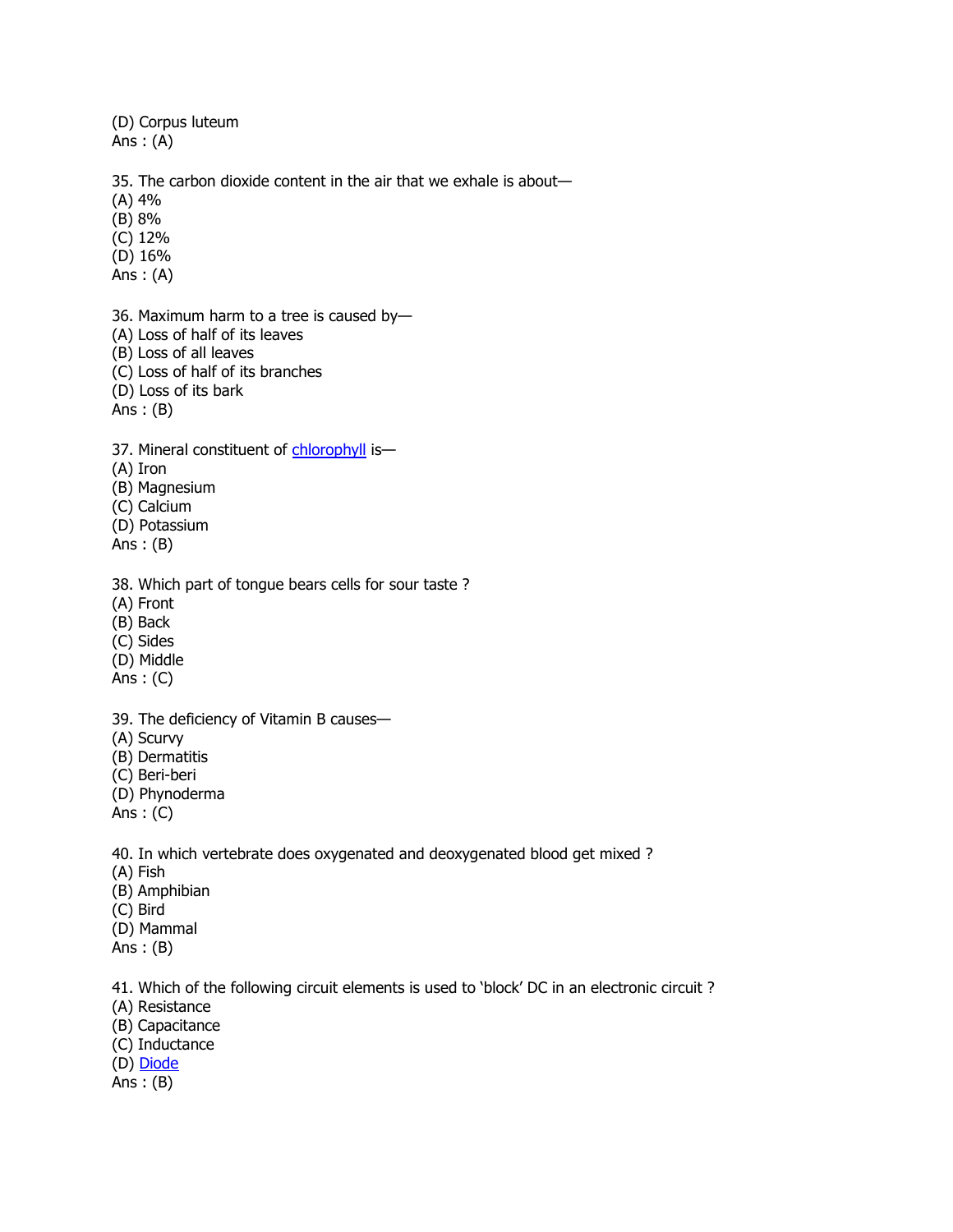(D) Corpus luteum
Ans : (A)

35. The carbon dioxide content in the air that we exhale is about—
(A) 4%
(B) 8%
(C) 12%
(D) 16%
Ans : (A)

36. Maximum harm to a tree is caused by—
(A) Loss of half of its leaves
(B) Loss of all leaves
(C) Loss of half of its branches
(D) Loss of its bark
Ans : (B)

37. Mineral constituent of chlorophyll is—
(A) Iron
(B) Magnesium
(C) Calcium
(D) Potassium
Ans : (B)

38. Which part of tongue bears cells for sour taste ?
(A) Front
(B) Back
(C) Sides
(D) Middle
Ans : (C)

39. The deficiency of Vitamin B causes—
(A) Scurvy
(B) Dermatitis
(C) Beri-beri
(D) Phynoderma
Ans : (C)

40. In which vertebrate does oxygenated and deoxygenated blood get mixed ?
(A) Fish
(B) Amphibian
(C) Bird
(D) Mammal
Ans : (B)

41. Which of the following circuit elements is used to 'block' DC in an electronic circuit ?
(A) Resistance
(B) Capacitance
(C) Inductance
(D) Diode
Ans : (B)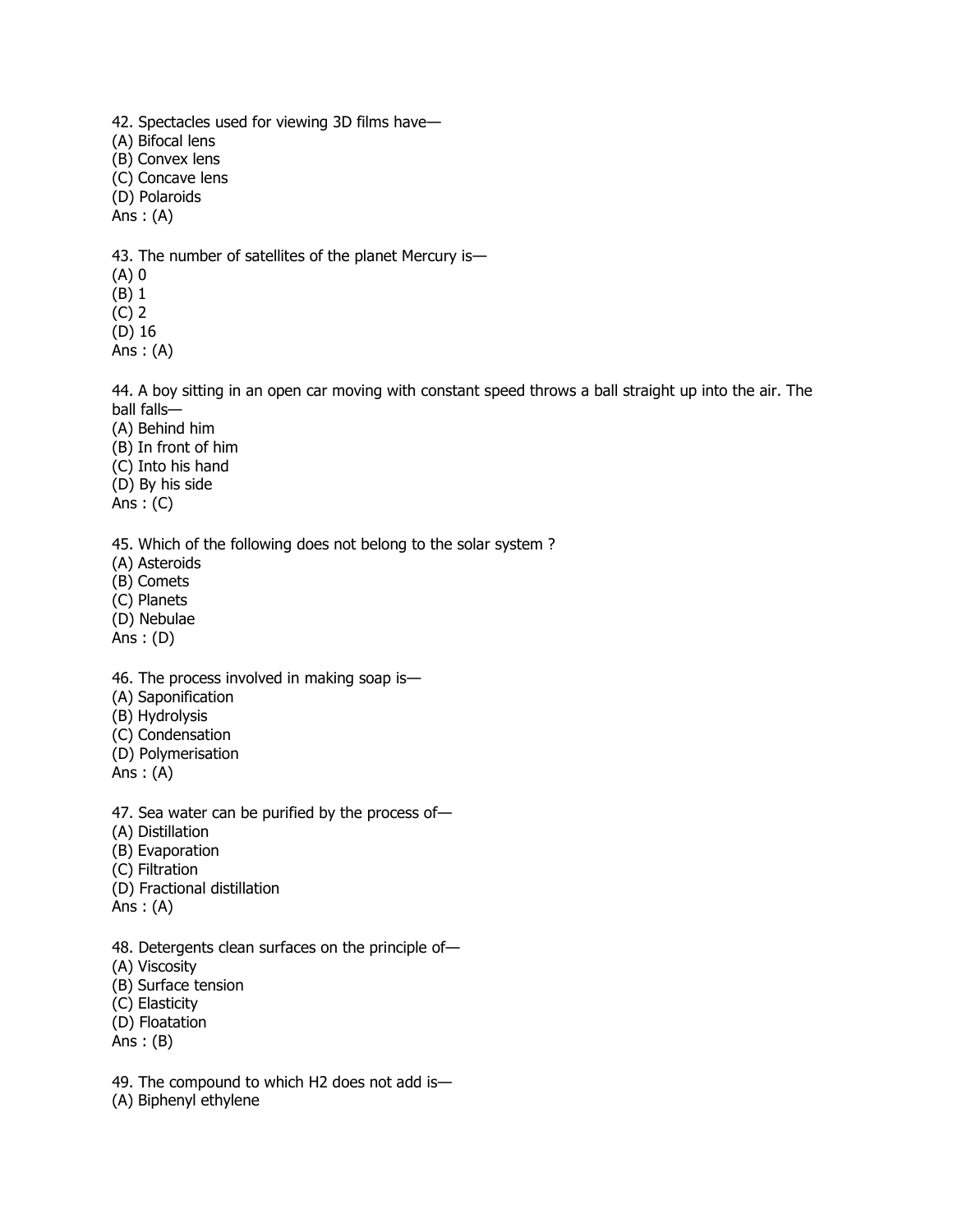42. Spectacles used for viewing 3D films have—
(A) Bifocal lens
(B) Convex lens
(C) Concave lens
(D) Polaroids
Ans : (A)

43. The number of satellites of the planet Mercury is—
(A) 0
(B) 1
(C) 2
(D) 16
Ans : (A)

44. A boy sitting in an open car moving with constant speed throws a ball straight up into the air. The ball falls—
(A) Behind him
(B) In front of him
(C) Into his hand
(D) By his side
Ans : (C)

45. Which of the following does not belong to the solar system ?
(A) Asteroids
(B) Comets
(C) Planets
(D) Nebulae
Ans : (D)

46. The process involved in making soap is—
(A) Saponification
(B) Hydrolysis
(C) Condensation
(D) Polymerisation
Ans : (A)

47. Sea water can be purified by the process of—
(A) Distillation
(B) Evaporation
(C) Filtration
(D) Fractional distillation
Ans : (A)

48. Detergents clean surfaces on the principle of—
(A) Viscosity
(B) Surface tension
(C) Elasticity
(D) Floatation
Ans : (B)

49. The compound to which $H_2$ does not add is—
(A) Biphenyl ethylene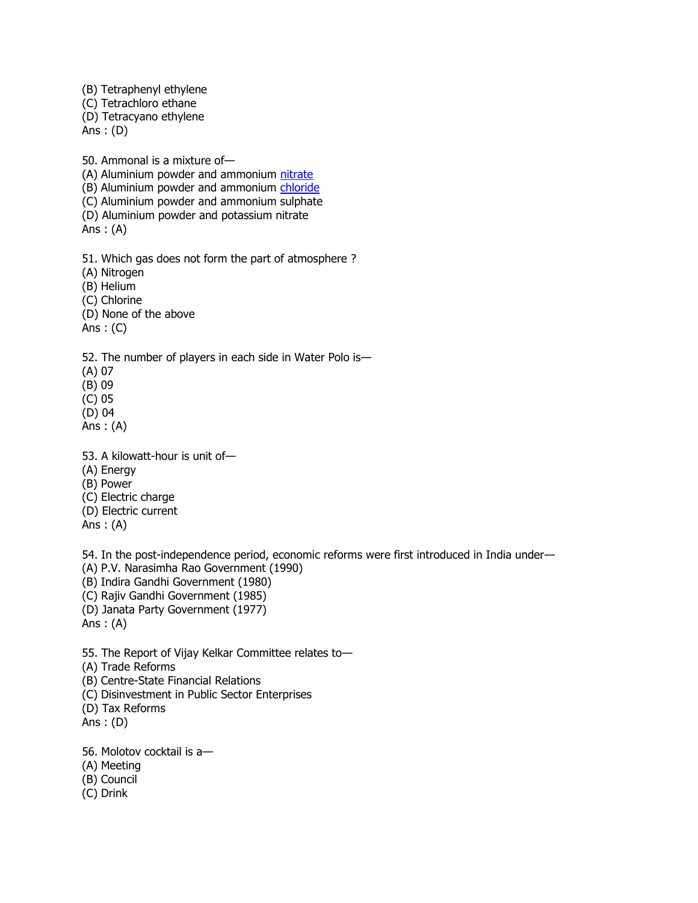(B) Tetraphenyl ethylene
(C) Tetrachloro ethane
(D) Tetracyano ethylene
Ans : (D)

50. Ammonal is a mixture of—
(A) Aluminium powder and ammonium nitrate
(B) Aluminium powder and ammonium chloride
(C) Aluminium powder and ammonium sulphate
(D) Aluminium powder and potassium nitrate
Ans : (A)

51. Which gas does not form the part of atmosphere ?
(A) Nitrogen
(B) Helium
(C) Chlorine
(D) None of the above
Ans : (C)

52. The number of players in each side in Water Polo is—
(A) 07
(B) 09
(C) 05
(D) 04
Ans : (A)

53. A kilowatt-hour is unit of—
(A) Energy
(B) Power
(C) Electric charge
(D) Electric current
Ans : (A)

54. In the post-independence period, economic reforms were first introduced in India under—
(A) P.V. Narasimha Rao Government (1990)
(B) Indira Gandhi Government (1980)
(C) Rajiv Gandhi Government (1985)
(D) Janata Party Government (1977)
Ans : (A)

55. The Report of Vijay Kelkar Committee relates to—
(A) Trade Reforms
(B) Centre-State Financial Relations
(C) Disinvestment in Public Sector Enterprises
(D) Tax Reforms
Ans : (D)

56. Molotov cocktail is a—
(A) Meeting
(B) Council
(C) Drink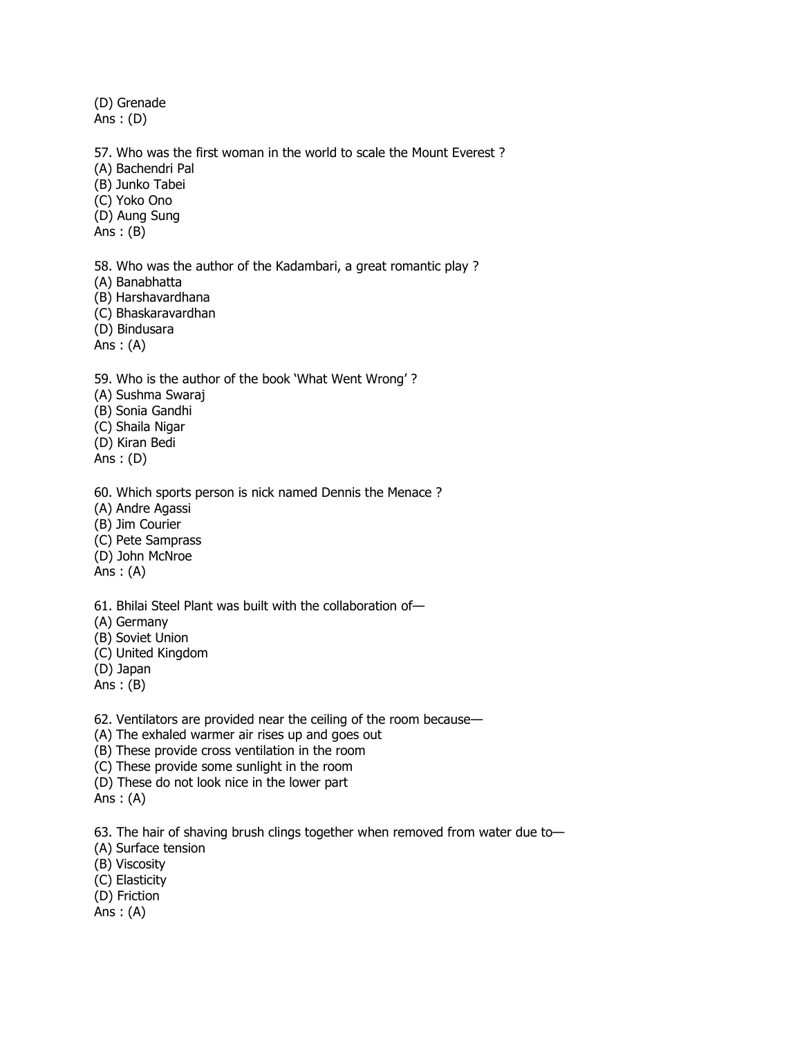(D) Grenade
Ans : (D)

57. Who was the first woman in the world to scale the Mount Everest ?
(A) Bachendri Pal
(B) Junko Tabei
(C) Yoko Ono
(D) Aung Sung
Ans : (B)

58. Who was the author of the Kadambari, a great romantic play ?
(A) Banabhatta
(B) Harshavardhana
(C) Bhaskaravardhan
(D) Bindusara
Ans : (A)

59. Who is the author of the book 'What Went Wrong' ?
(A) Sushma Swaraj
(B) Sonia Gandhi
(C) Shaila Nigar
(D) Kiran Bedi
Ans : (D)

60. Which sports person is nick named Dennis the Menace ?
(A) Andre Agassi
(B) Jim Courier
(C) Pete Samprass
(D) John McNroe
Ans : (A)

61. Bhilai Steel Plant was built with the collaboration of—
(A) Germany
(B) Soviet Union
(C) United Kingdom
(D) Japan
Ans : (B)

62. Ventilators are provided near the ceiling of the room because—
(A) The exhaled warmer air rises up and goes out
(B) These provide cross ventilation in the room
(C) These provide some sunlight in the room
(D) These do not look nice in the lower part
Ans : (A)

63. The hair of shaving brush clings together when removed from water due to—
(A) Surface tension
(B) Viscosity
(C) Elasticity
(D) Friction
Ans : (A)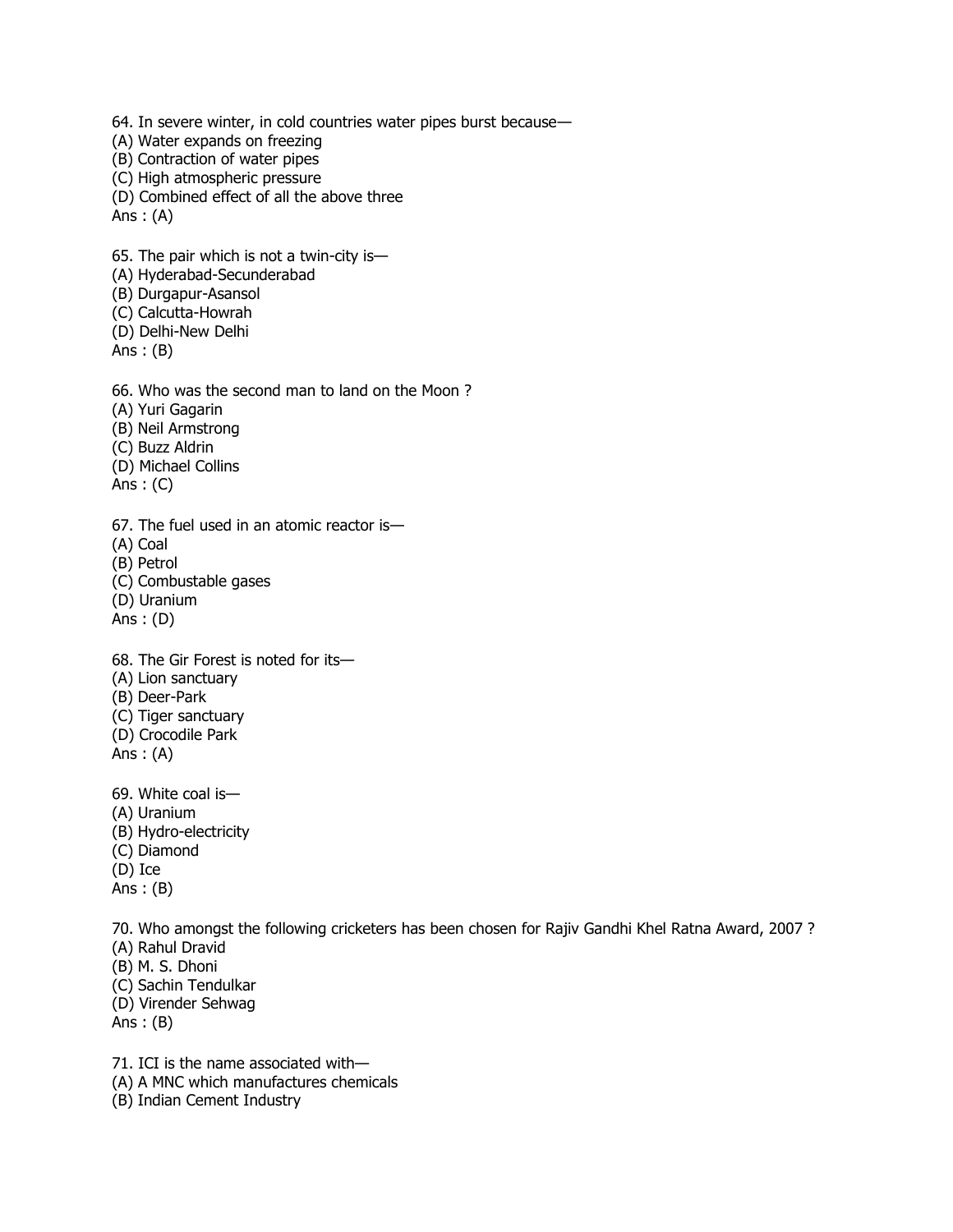64. In severe winter, in cold countries water pipes burst because—
(A) Water expands on freezing
(B) Contraction of water pipes
(C) High atmospheric pressure
(D) Combined effect of all the above three
Ans : (A)

65. The pair which is not a twin-city is—
(A) Hyderabad-Secunderabad
(B) Durgapur-Asansol
(C) Calcutta-Howrah
(D) Delhi-New Delhi
Ans : (B)

66. Who was the second man to land on the Moon ?
(A) Yuri Gagarin
(B) Neil Armstrong
(C) Buzz Aldrin
(D) Michael Collins
Ans : (C)

67. The fuel used in an atomic reactor is—
(A) Coal
(B) Petrol
(C) Combustable gases
(D) Uranium
Ans : (D)

68. The Gir Forest is noted for its—
(A) Lion sanctuary
(B) Deer-Park
(C) Tiger sanctuary
(D) Crocodile Park
Ans : (A)

69. White coal is—
(A) Uranium
(B) Hydro-electricity
(C) Diamond
(D) Ice
Ans : (B)

70. Who amongst the following cricketers has been chosen for Rajiv Gandhi Khel Ratna Award, 2007 ?
(A) Rahul Dravid
(B) M. S. Dhoni
(C) Sachin Tendulkar
(D) Virender Sehwag
Ans : (B)

71. ICI is the name associated with—
(A) A MNC which manufactures chemicals
(B) Indian Cement Industry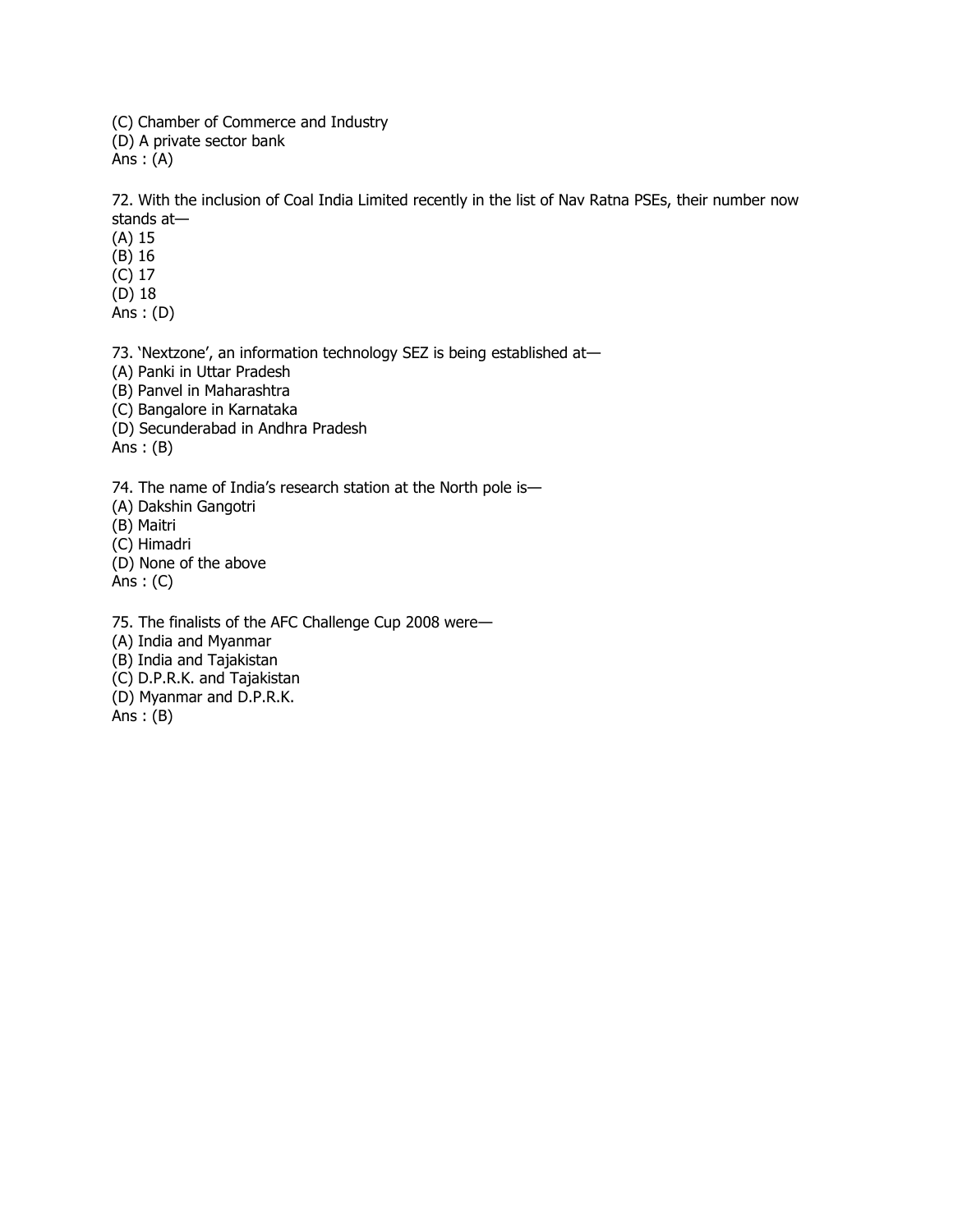(C) Chamber of Commerce and Industry
(D) A private sector bank
Ans : (A)

72. With the inclusion of Coal India Limited recently in the list of Nav Ratna PSEs, their number now stands at—
(A) 15
(B) 16
(C) 17
(D) 18
Ans : (D)

73. 'Nextzone', an information technology SEZ is being established at—
(A) Panki in Uttar Pradesh
(B) Panvel in Maharashtra
(C) Bangalore in Karnataka
(D) Secunderabad in Andhra Pradesh
Ans : (B)

74. The name of India's research station at the North pole is—
(A) Dakshin Gangotri
(B) Maitri
(C) Himadri
(D) None of the above
Ans : (C)

75. The finalists of the AFC Challenge Cup 2008 were—
(A) India and Myanmar
(B) India and Tajakistan
(C) D.P.R.K. and Tajakistan
(D) Myanmar and D.P.R.K.
Ans : (B)